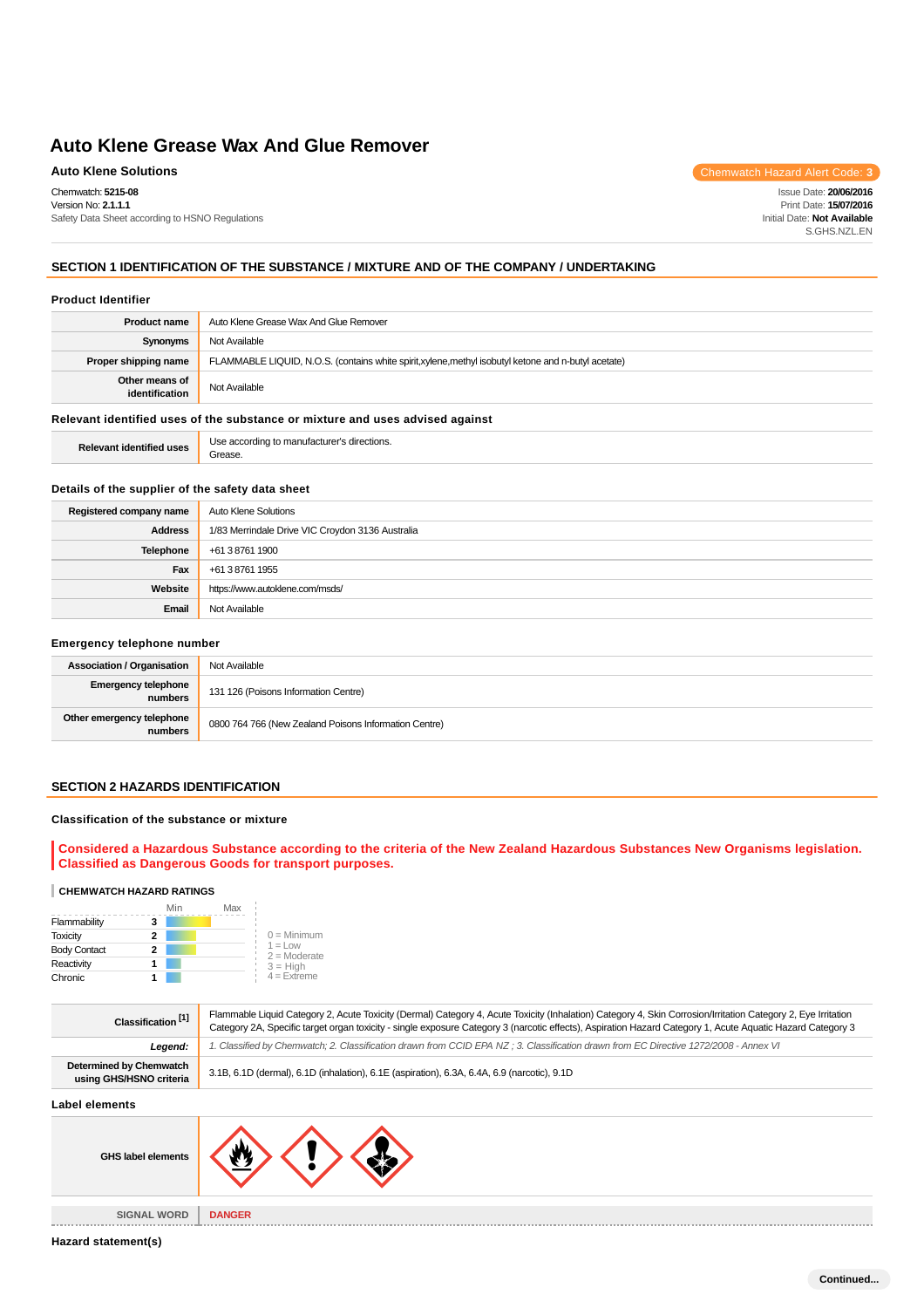# Auto Klene Grease Wax And Glue Remover

**Auto Klene Solutions**

Chemwatch Hazard Alert Code: **3**

Chemwatch: **5215-08**
Version No: **2.1.1.1**
Safety Data Sheet according to HSNO Regulations

Issue Date: **20/06/2016**
Print Date: **15/07/2016**
Initial Date: **Not Available**
S.GHS.NZL.EN

## SECTION 1 IDENTIFICATION OF THE SUBSTANCE / MIXTURE AND OF THE COMPANY / UNDERTAKING

### Product Identifier

| | |
|---|---|
| **Product name** | Auto Klene Grease Wax And Glue Remover |
| **Synonyms** | Not Available |
| **Proper shipping name** | FLAMMABLE LIQUID, N.O.S. (contains white spirit,xylene,methyl isobutyl ketone and n-butyl acetate) |
| **Other means of identification** | Not Available |

### Relevant identified uses of the substance or mixture and uses advised against

| | |
|---|---|
| **Relevant identified uses** | Use according to manufacturer's directions.<br>Grease. |

### Details of the supplier of the safety data sheet

| | |
|---|---|
| **Registered company name** | Auto Klene Solutions |
| **Address** | 1/83 Merrindale Drive VIC Croydon 3136 Australia |
| **Telephone** | +61 3 8761 1900 |
| **Fax** | +61 3 8761 1955 |
| **Website** | https://www.autoklene.com/msds/ |
| **Email** | Not Available |

### Emergency telephone number

| | |
|---|---|
| **Association / Organisation** | Not Available |
| **Emergency telephone numbers** | 131 126 (Poisons Information Centre) |
| **Other emergency telephone numbers** | 0800 764 766 (New Zealand Poisons Information Centre) |

## SECTION 2 HAZARDS IDENTIFICATION

### Classification of the substance or mixture

**Considered a Hazardous Substance according to the criteria of the New Zealand Hazardous Substances New Organisms legislation. Classified as Dangerous Goods for transport purposes.**

**CHEMWATCH HAZARD RATINGS**

Min Max
Flammability 3
Toxicity 2
Body Contact 2
Reactivity 1
Chronic 1

0 = Minimum
1 = Low
2 = Moderate
3 = High
4 = Extreme

| | |
|---|---|
| **Classification** [1] | Flammable Liquid Category 2, Acute Toxicity (Dermal) Category 4, Acute Toxicity (Inhalation) Category 4, Skin Corrosion/Irritation Category 2, Eye Irritation Category 2A, Specific target organ toxicity - single exposure Category 3 (narcotic effects), Aspiration Hazard Category 1, Acute Aquatic Hazard Category 3 |
| ***Legend:*** | *1. Classified by Chemwatch; 2. Classification drawn from CCID EPA NZ ; 3. Classification drawn from EC Directive 1272/2008 - Annex VI* |
| **Determined by Chemwatch using GHS/HSNO criteria** | 3.1B, 6.1D (dermal), 6.1D (inhalation), 6.1E (aspiration), 6.3A, 6.4A, 6.9 (narcotic), 9.1D |

### Label elements

| | |
|---|---|
| **GHS label elements** | |
| **SIGNAL WORD** | **DANGER** |

### Hazard statement(s)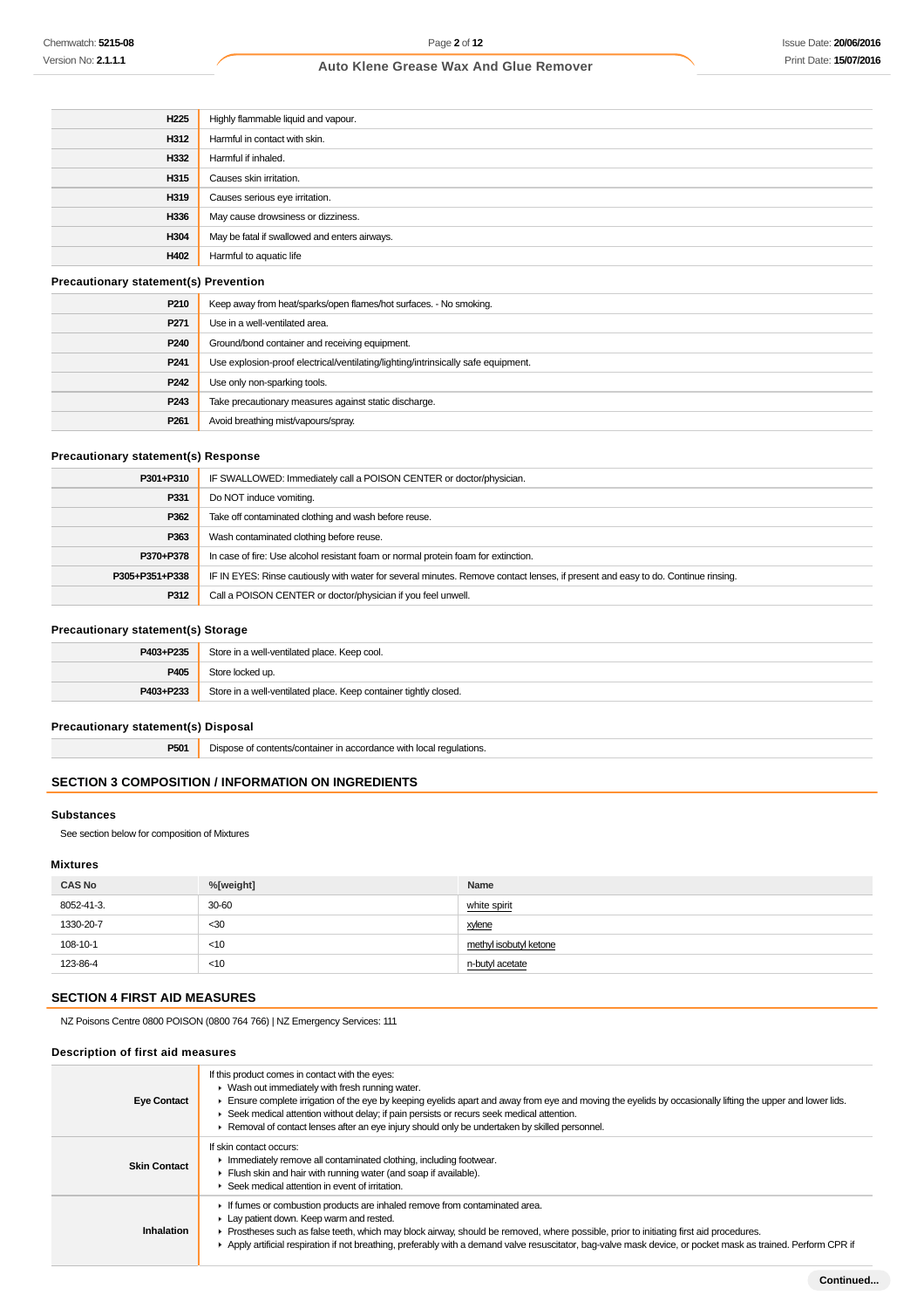| | |
|---|---|
| **H225** | Highly flammable liquid and vapour. |
| **H312** | Harmful in contact with skin. |
| **H332** | Harmful if inhaled. |
| **H315** | Causes skin irritation. |
| **H319** | Causes serious eye irritation. |
| **H336** | May cause drowsiness or dizziness. |
| **H304** | May be fatal if swallowed and enters airways. |
| **H402** | Harmful to aquatic life |

### Precautionary statement(s) Prevention

| | |
|---|---|
| **P210** | Keep away from heat/sparks/open flames/hot surfaces. - No smoking. |
| **P271** | Use in a well-ventilated area. |
| **P240** | Ground/bond container and receiving equipment. |
| **P241** | Use explosion-proof electrical/ventilating/lighting/intrinsically safe equipment. |
| **P242** | Use only non-sparking tools. |
| **P243** | Take precautionary measures against static discharge. |
| **P261** | Avoid breathing mist/vapours/spray. |

### Precautionary statement(s) Response

| | |
|---|---|
| **P301+P310** | IF SWALLOWED: Immediately call a POISON CENTER or doctor/physician. |
| **P331** | Do NOT induce vomiting. |
| **P362** | Take off contaminated clothing and wash before reuse. |
| **P363** | Wash contaminated clothing before reuse. |
| **P370+P378** | In case of fire: Use alcohol resistant foam or normal protein foam for extinction. |
| **P305+P351+P338** | IF IN EYES: Rinse cautiously with water for several minutes. Remove contact lenses, if present and easy to do. Continue rinsing. |
| **P312** | Call a POISON CENTER or doctor/physician if you feel unwell. |

### Precautionary statement(s) Storage

| | |
|---|---|
| **P403+P235** | Store in a well-ventilated place. Keep cool. |
| **P405** | Store locked up. |
| **P403+P233** | Store in a well-ventilated place. Keep container tightly closed. |

### Precautionary statement(s) Disposal

| | |
|---|---|
| **P501** | Dispose of contents/container in accordance with local regulations. |

## SECTION 3 COMPOSITION / INFORMATION ON INGREDIENTS

### Substances

See section below for composition of Mixtures

### Mixtures

| CAS No | %[weight] | Name |
|---|---|---|
| 8052-41-3. | 30-60 | white spirit |
| 1330-20-7 | <30 | xylene |
| 108-10-1 | <10 | methyl isobutyl ketone |
| 123-86-4 | <10 | n-butyl acetate |

## SECTION 4 FIRST AID MEASURES

NZ Poisons Centre 0800 POISON (0800 764 766) | NZ Emergency Services: 111

### Description of first aid measures

| | |
|---|---|
| **Eye Contact** | If this product comes in contact with the eyes:<br>▸ Wash out immediately with fresh running water.<br>▸ Ensure complete irrigation of the eye by keeping eyelids apart and away from eye and moving the eyelids by occasionally lifting the upper and lower lids.<br>▸ Seek medical attention without delay; if pain persists or recurs seek medical attention.<br>▸ Removal of contact lenses after an eye injury should only be undertaken by skilled personnel. |
| **Skin Contact** | If skin contact occurs:<br>▸ Immediately remove all contaminated clothing, including footwear.<br>▸ Flush skin and hair with running water (and soap if available).<br>▸ Seek medical attention in event of irritation. |
| **Inhalation** | ▸ If fumes or combustion products are inhaled remove from contaminated area.<br>▸ Lay patient down. Keep warm and rested.<br>▸ Prostheses such as false teeth, which may block airway, should be removed, where possible, prior to initiating first aid procedures.<br>▸ Apply artificial respiration if not breathing, preferably with a demand valve resuscitator, bag-valve mask device, or pocket mask as trained. Perform CPR if |

**Continued...**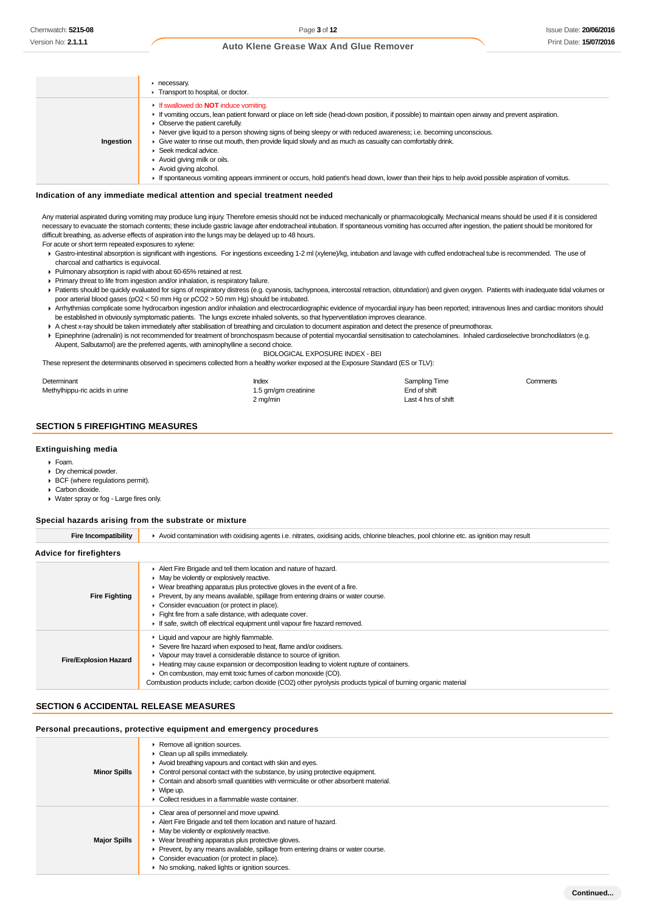| | |
|---|---|
| | necessary.<br>Transport to hospital, or doctor. |
| **Ingestion** | If swallowed do **NOT** induce vomiting.<br>If vomiting occurs, lean patient forward or place on left side (head-down position, if possible) to maintain open airway and prevent aspiration.<br>Observe the patient carefully.<br>Never give liquid to a person showing signs of being sleepy or with reduced awareness; i.e. becoming unconscious.<br>Give water to rinse out mouth, then provide liquid slowly and as much as casualty can comfortably drink.<br>Seek medical advice.<br>Avoid giving milk or oils.<br>Avoid giving alcohol.<br>If spontaneous vomiting appears imminent or occurs, hold patient's head down, lower than their hips to help avoid possible aspiration of vomitus. |

### Indication of any immediate medical attention and special treatment needed

Any material aspirated during vomiting may produce lung injury. Therefore emesis should not be induced mechanically or pharmacologically. Mechanical means should be used if it is considered necessary to evacuate the stomach contents; these include gastric lavage after endotracheal intubation. If spontaneous vomiting has occurred after ingestion, the patient should be monitored for difficult breathing, as adverse effects of aspiration into the lungs may be delayed up to 48 hours.

For acute or short term repeated exposures to xylene:

- Gastro-intestinal absorption is significant with ingestions. For ingestions exceeding 1-2 ml (xylene)/kg, intubation and lavage with cuffed endotracheal tube is recommended. The use of charcoal and cathartics is equivocal.
- Pulmonary absorption is rapid with about 60-65% retained at rest.
- Primary threat to life from ingestion and/or inhalation, is respiratory failure.
- Patients should be quickly evaluated for signs of respiratory distress (e.g. cyanosis, tachypnoea, intercostal retraction, obtundation) and given oxygen. Patients with inadequate tidal volumes or poor arterial blood gases ($pO_2$ < 50 mm Hg or $pCO_2$ > 50 mm Hg) should be intubated.
- Arrhythmias complicate some hydrocarbon ingestion and/or inhalation and electrocardiographic evidence of myocardial injury has been reported; intravenous lines and cardiac monitors should be established in obviously symptomatic patients. The lungs excrete inhaled solvents, so that hyperventilation improves clearance.
- A chest x-ray should be taken immediately after stabilisation of breathing and circulation to document aspiration and detect the presence of pneumothorax.
- Epinephrine (adrenalin) is not recommended for treatment of bronchospasm because of potential myocardial sensitisation to catecholamines. Inhaled cardioselective bronchodilators (e.g. Alupent, Salbutamol) are the preferred agents, with aminophylline a second choice.

BIOLOGICAL EXPOSURE INDEX - BEI

These represent the determinants observed in specimens collected from a healthy worker exposed at the Exposure Standard (ES or TLV):

| Determinant | Index | Sampling Time | Comments |
|---|---|---|---|
| Methylhippu-ric acids in urine | 1.5 gm/gm creatinine | End of shift | |
| | 2 mg/min | Last 4 hrs of shift | |

## SECTION 5 FIREFIGHTING MEASURES

### Extinguishing media

- Foam.
- Dry chemical powder.
- BCF (where regulations permit).
- Carbon dioxide.
- Water spray or fog - Large fires only.

### Special hazards arising from the substrate or mixture

| | |
|---|---|
| **Fire Incompatibility** | Avoid contamination with oxidising agents i.e. nitrates, oxidising acids, chlorine bleaches, pool chlorine etc. as ignition may result |

### Advice for firefighters

| | |
|---|---|
| **Fire Fighting** | Alert Fire Brigade and tell them location and nature of hazard.<br>May be violently or explosively reactive.<br>Wear breathing apparatus plus protective gloves in the event of a fire.<br>Prevent, by any means available, spillage from entering drains or water course.<br>Consider evacuation (or protect in place).<br>Fight fire from a safe distance, with adequate cover.<br>If safe, switch off electrical equipment until vapour fire hazard removed. |
| **Fire/Explosion Hazard** | Liquid and vapour are highly flammable.<br>Severe fire hazard when exposed to heat, flame and/or oxidisers.<br>Vapour may travel a considerable distance to source of ignition.<br>Heating may cause expansion or decomposition leading to violent rupture of containers.<br>On combustion, may emit toxic fumes of carbon monoxide (CO).<br>Combustion products include; carbon dioxide ($CO_2$) other pyrolysis products typical of burning organic material |

## SECTION 6 ACCIDENTAL RELEASE MEASURES

### Personal precautions, protective equipment and emergency procedures

| | |
|---|---|
| **Minor Spills** | Remove all ignition sources.<br>Clean up all spills immediately.<br>Avoid breathing vapours and contact with skin and eyes.<br>Control personal contact with the substance, by using protective equipment.<br>Contain and absorb small quantities with vermiculite or other absorbent material.<br>Wipe up.<br>Collect residues in a flammable waste container. |
| **Major Spills** | Clear area of personnel and move upwind.<br>Alert Fire Brigade and tell them location and nature of hazard.<br>May be violently or explosively reactive.<br>Wear breathing apparatus plus protective gloves.<br>Prevent, by any means available, spillage from entering drains or water course.<br>Consider evacuation (or protect in place).<br>No smoking, naked lights or ignition sources. |

Continued...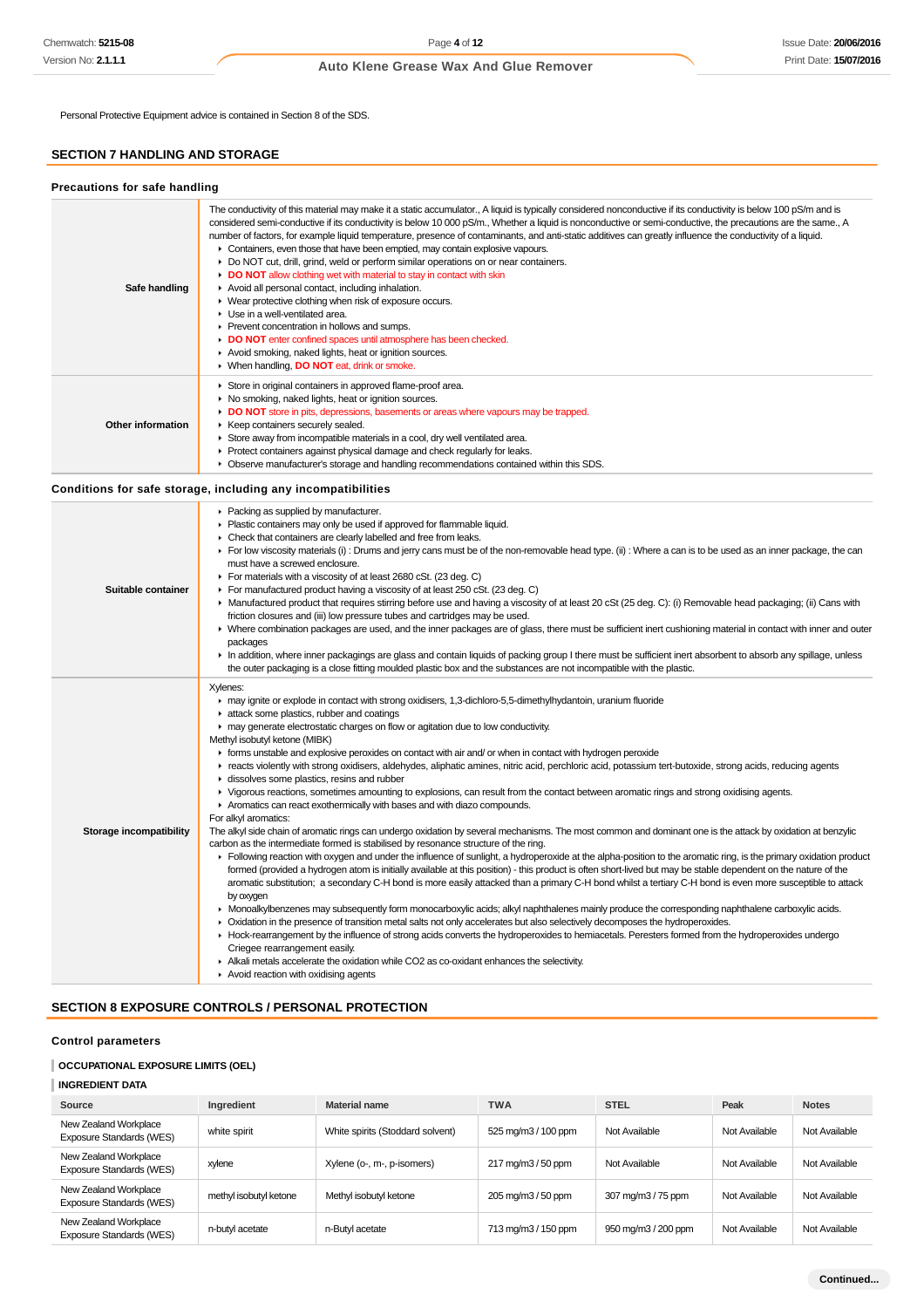Personal Protective Equipment advice is contained in Section 8 of the SDS.

## SECTION 7 HANDLING AND STORAGE

### Precautions for safe handling

| | |
|---|---|
| **Safe handling** | The conductivity of this material may make it a static accumulator., A liquid is typically considered nonconductive if its conductivity is below 100 pS/m and is considered semi-conductive if its conductivity is below 10 000 pS/m., Whether a liquid is nonconductive or semi-conductive, the precautions are the same., A number of factors, for example liquid temperature, presence of contaminants, and anti-static additives can greatly influence the conductivity of a liquid.<br>▸ Containers, even those that have been emptied, may contain explosive vapours.<br>▸ Do NOT cut, drill, grind, weld or perform similar operations on or near containers.<br>▸ **DO NOT** allow clothing wet with material to stay in contact with skin<br>▸ Avoid all personal contact, including inhalation.<br>▸ Wear protective clothing when risk of exposure occurs.<br>▸ Use in a well-ventilated area.<br>▸ Prevent concentration in hollows and sumps.<br>▸ **DO NOT** enter confined spaces until atmosphere has been checked.<br>▸ Avoid smoking, naked lights, heat or ignition sources.<br>▸ When handling, **DO NOT** eat, drink or smoke. |
| **Other information** | ▸ Store in original containers in approved flame-proof area.<br>▸ No smoking, naked lights, heat or ignition sources.<br>▸ **DO NOT** store in pits, depressions, basements or areas where vapours may be trapped.<br>▸ Keep containers securely sealed.<br>▸ Store away from incompatible materials in a cool, dry well ventilated area.<br>▸ Protect containers against physical damage and check regularly for leaks.<br>▸ Observe manufacturer's storage and handling recommendations contained within this SDS. |

### Conditions for safe storage, including any incompatibilities

| | |
|---|---|
| **Suitable container** | ▸ Packing as supplied by manufacturer.<br>▸ Plastic containers may only be used if approved for flammable liquid.<br>▸ Check that containers are clearly labelled and free from leaks.<br>▸ For low viscosity materials (i) : Drums and jerry cans must be of the non-removable head type. (ii) : Where a can is to be used as an inner package, the can must have a screwed enclosure.<br>▸ For materials with a viscosity of at least 2680 cSt. (23 deg. C)<br>▸ For manufactured product having a viscosity of at least 250 cSt. (23 deg. C)<br>▸ Manufactured product that requires stirring before use and having a viscosity of at least 20 cSt (25 deg. C): (i) Removable head packaging; (ii) Cans with friction closures and (iii) low pressure tubes and cartridges may be used.<br>▸ Where combination packages are used, and the inner packages are of glass, there must be sufficient inert cushioning material in contact with inner and outer packages<br>▸ In addition, where inner packagings are glass and contain liquids of packing group I there must be sufficient inert absorbent to absorb any spillage, unless the outer packaging is a close fitting moulded plastic box and the substances are not incompatible with the plastic. |
| **Storage incompatibility** | Xylenes:<br>▸ may ignite or explode in contact with strong oxidisers, 1,3-dichloro-5,5-dimethylhydantoin, uranium fluoride<br>▸ attack some plastics, rubber and coatings<br>▸ may generate electrostatic charges on flow or agitation due to low conductivity.<br>Methyl isobutyl ketone (MIBK)<br>▸ forms unstable and explosive peroxides on contact with air and/ or when in contact with hydrogen peroxide<br>▸ reacts violently with strong oxidisers, aldehydes, aliphatic amines, nitric acid, perchloric acid, potassium tert-butoxide, strong acids, reducing agents<br>▸ dissolves some plastics, resins and rubber<br>▸ Vigorous reactions, sometimes amounting to explosions, can result from the contact between aromatic rings and strong oxidising agents.<br>▸ Aromatics can react exothermically with bases and with diazo compounds.<br>For alkyl aromatics:<br>The alkyl side chain of aromatic rings can undergo oxidation by several mechanisms. The most common and dominant one is the attack by oxidation at benzylic carbon as the intermediate formed is stabilised by resonance structure of the ring.<br>▸ Following reaction with oxygen and under the influence of sunlight, a hydroperoxide at the alpha-position to the aromatic ring, is the primary oxidation product formed (provided a hydrogen atom is initially available at this position) - this product is often short-lived but may be stable dependent on the nature of the aromatic substitution; a secondary C-H bond is more easily attacked than a primary C-H bond whilst a tertiary C-H bond is even more susceptible to attack by oxygen<br>▸ Monoalkylbenzenes may subsequently form monocarboxylic acids; alkyl naphthalenes mainly produce the corresponding naphthalene carboxylic acids.<br>▸ Oxidation in the presence of transition metal salts not only accelerates but also selectively decomposes the hydroperoxides.<br>▸ Hock-rearrangement by the influence of strong acids converts the hydroperoxides to hemiacetals. Peresters formed from the hydroperoxides undergo Criegee rearrangement easily.<br>▸ Alkali metals accelerate the oxidation while $CO_2$ as co-oxidant enhances the selectivity.<br>▸ Avoid reaction with oxidising agents |

## SECTION 8 EXPOSURE CONTROLS / PERSONAL PROTECTION

### Control parameters

**OCCUPATIONAL EXPOSURE LIMITS (OEL)**

**INGREDIENT DATA**

| Source | Ingredient | Material name | TWA | STEL | Peak | Notes |
|---|---|---|---|---|---|---|
| New Zealand Workplace Exposure Standards (WES) | white spirit | White spirits (Stoddard solvent) | 525 mg/m3 / 100 ppm | Not Available | Not Available | Not Available |
| New Zealand Workplace Exposure Standards (WES) | xylene | Xylene (o-, m-, p-isomers) | 217 mg/m3 / 50 ppm | Not Available | Not Available | Not Available |
| New Zealand Workplace Exposure Standards (WES) | methyl isobutyl ketone | Methyl isobutyl ketone | 205 mg/m3 / 50 ppm | 307 mg/m3 / 75 ppm | Not Available | Not Available |
| New Zealand Workplace Exposure Standards (WES) | n-butyl acetate | n-Butyl acetate | 713 mg/m3 / 150 ppm | 950 mg/m3 / 200 ppm | Not Available | Not Available |

Continued...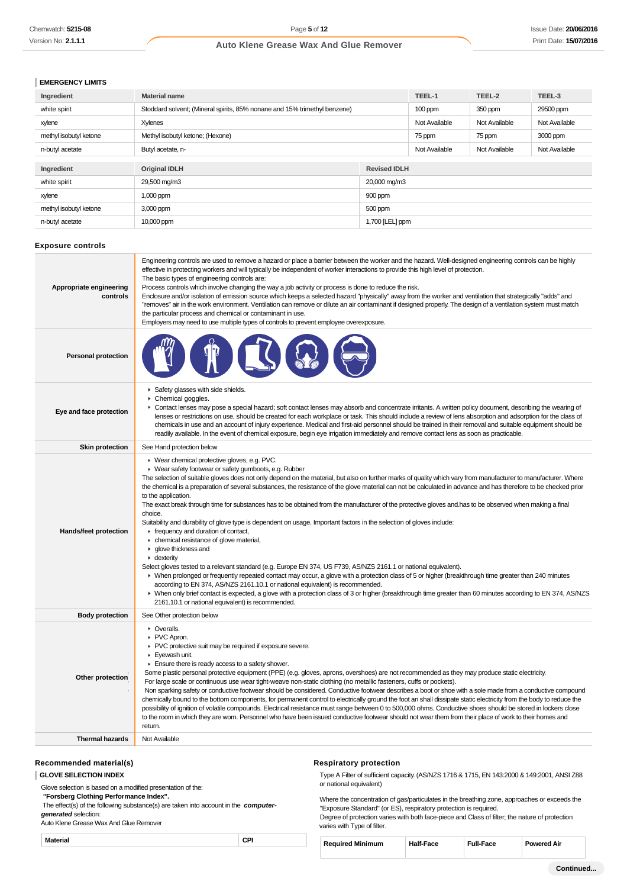### EMERGENCY LIMITS

| Ingredient | Material name | TEEL-1 | TEEL-2 | TEEL-3 |
|---|---|---|---|---|
| white spirit | Stoddard solvent; (Mineral spirits, 85% nonane and 15% trimethyl benzene) | 100 ppm | 350 ppm | 29500 ppm |
| xylene | Xylenes | Not Available | Not Available | Not Available |
| methyl isobutyl ketone | Methyl isobutyl ketone; (Hexone) | 75 ppm | 75 ppm | 3000 ppm |
| n-butyl acetate | Butyl acetate, n- | Not Available | Not Available | Not Available |

| Ingredient | Original IDLH | Revised IDLH |
|---|---|---|
| white spirit | 29,500 mg/m3 | 20,000 mg/m3 |
| xylene | 1,000 ppm | 900 ppm |
| methyl isobutyl ketone | 3,000 ppm | 500 ppm |
| n-butyl acetate | 10,000 ppm | 1,700 [LEL] ppm |

### Exposure controls

| | |
|---|---|
| Appropriate engineering controls | Engineering controls are used to remove a hazard or place a barrier between the worker and the hazard. Well-designed engineering controls can be highly effective in protecting workers and will typically be independent of worker interactions to provide this high level of protection.<br>The basic types of engineering controls are:<br>Process controls which involve changing the way a job activity or process is done to reduce the risk.<br>Enclosure and/or isolation of emission source which keeps a selected hazard "physically" away from the worker and ventilation that strategically "adds" and "removes" air in the work environment. Ventilation can remove or dilute an air contaminant if designed properly. The design of a ventilation system must match the particular process and chemical or contaminant in use.<br>Employers may need to use multiple types of controls to prevent employee overexposure. |
| Personal protection | |
| Eye and face protection | ▸ Safety glasses with side shields.<br>▸ Chemical goggles.<br>▸ Contact lenses may pose a special hazard; soft contact lenses may absorb and concentrate irritants. A written policy document, describing the wearing of lenses or restrictions on use, should be created for each workplace or task. This should include a review of lens absorption and adsorption for the class of chemicals in use and an account of injury experience. Medical and first-aid personnel should be trained in their removal and suitable equipment should be readily available. In the event of chemical exposure, begin eye irrigation immediately and remove contact lens as soon as practicable. |
| Skin protection | See Hand protection below |
| Hands/feet protection | ▸ Wear chemical protective gloves, e.g. PVC.<br>▸ Wear safety footwear or safety gumboots, e.g. Rubber<br>The selection of suitable gloves does not only depend on the material, but also on further marks of quality which vary from manufacturer to manufacturer. Where the chemical is a preparation of several substances, the resistance of the glove material can not be calculated in advance and has therefore to be checked prior to the application.<br>The exact break through time for substances has to be obtained from the manufacturer of the protective gloves and.has to be observed when making a final choice.<br>Suitability and durability of glove type is dependent on usage. Important factors in the selection of gloves include:<br>▸ frequency and duration of contact,<br>▸ chemical resistance of glove material,<br>▸ glove thickness and<br>▸ dexterity<br>Select gloves tested to a relevant standard (e.g. Europe EN 374, US F739, AS/NZS 2161.1 or national equivalent).<br>▸ When prolonged or frequently repeated contact may occur, a glove with a protection class of 5 or higher (breakthrough time greater than 240 minutes according to EN 374, AS/NZS 2161.10.1 or national equivalent) is recommended.<br>▸ When only brief contact is expected, a glove with a protection class of 3 or higher (breakthrough time greater than 60 minutes according to EN 374, AS/NZS 2161.10.1 or national equivalent) is recommended. |
| Body protection | See Other protection below |
| Other protection | ▸ Overalls.<br>▸ PVC Apron.<br>▸ PVC protective suit may be required if exposure severe.<br>▸ Eyewash unit.<br>▸ Ensure there is ready access to a safety shower.<br>Some plastic personal protective equipment (PPE) (e.g. gloves, aprons, overshoes) are not recommended as they may produce static electricity.<br>For large scale or continuous use wear tight-weave non-static clothing (no metallic fasteners, cuffs or pockets).<br>Non sparking safety or conductive footwear should be considered. Conductive footwear describes a boot or shoe with a sole made from a conductive compound chemically bound to the bottom components, for permanent control to electrically ground the foot an shall dissipate static electricity from the body to reduce the possibility of ignition of volatile compounds. Electrical resistance must range between 0 to 500,000 ohms. Conductive shoes should be stored in lockers close to the room in which they are worn. Personnel who have been issued conductive footwear should not wear them from their place of work to their homes and return. |
| Thermal hazards | Not Available |

### Recommended material(s)

**GLOVE SELECTION INDEX**

Glove selection is based on a modified presentation of the:
**"Forsberg Clothing Performance Index".**
The effect(s) of the following substance(s) are taken into account in the ***computer-generated*** selection:
Auto Klene Grease Wax And Glue Remover

| Material | CPI |
|---|---|

### Respiratory protection

Type A Filter of sufficient capacity. (AS/NZS 1716 & 1715, EN 143:2000 & 149:2001, ANSI Z88 or national equivalent)

Where the concentration of gas/particulates in the breathing zone, approaches or exceeds the "Exposure Standard" (or ES), respiratory protection is required.
Degree of protection varies with both face-piece and Class of filter; the nature of protection varies with Type of filter.

| Required Minimum | Half-Face | Full-Face | Powered Air |
|---|---|---|---|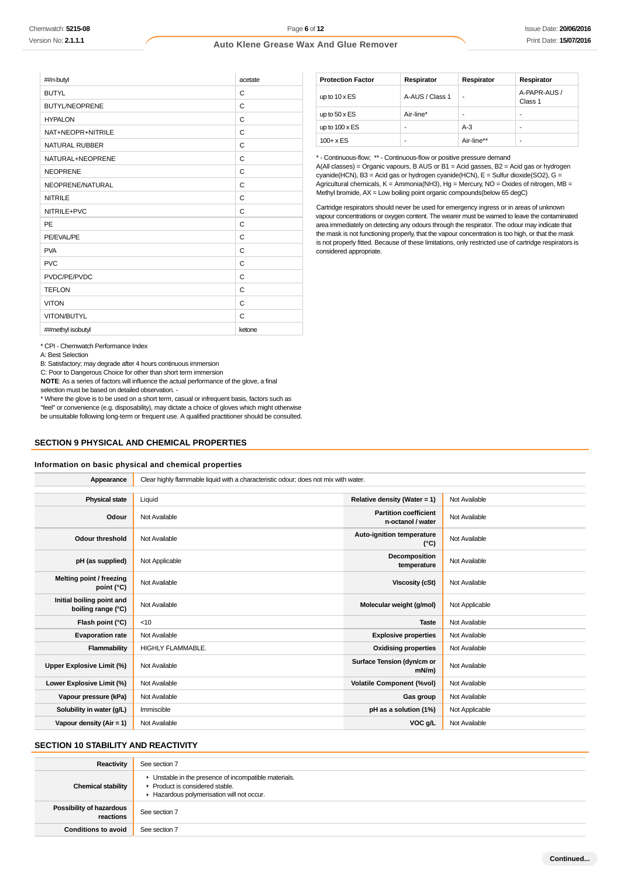| | |
|---|---|
| ##n-butyl | acetate |
| BUTYL | C |
| BUTYL/NEOPRENE | C |
| HYPALON | C |
| NAT+NEOPR+NITRILE | C |
| NATURAL RUBBER | C |
| NATURAL+NEOPRENE | C |
| NEOPRENE | C |
| NEOPRENE/NATURAL | C |
| NITRILE | C |
| NITRILE+PVC | C |
| PE | C |
| PE/EVAL/PE | C |
| PVA | C |
| PVC | C |
| PVDC/PE/PVDC | C |
| TEFLON | C |
| VITON | C |
| VITON/BUTYL | C |
| ##methyl isobutyl | ketone |

* CPI - Chemwatch Performance Index
A: Best Selection
B: Satisfactory; may degrade after 4 hours continuous immersion
C: Poor to Dangerous Choice for other than short term immersion
**NOTE**: As a series of factors will influence the actual performance of the glove, a final selection must be based on detailed observation. -
* Where the glove is to be used on a short term, casual or infrequent basis, factors such as "feel" or convenience (e.g. disposability), may dictate a choice of gloves which might otherwise be unsuitable following long-term or frequent use. A qualified practitioner should be consulted.

| Protection Factor | Respirator | Respirator | Respirator |
|---|---|---|---|
| up to 10 x ES | A-AUS / Class 1 | - | A-PAPR-AUS / Class 1 |
| up to 50 x ES | Air-line* | - | - |
| up to 100 x ES | - | A-3 | - |
| 100+ x ES | - | Air-line** | - |

* - Continuous-flow; ** - Continuous-flow or positive pressure demand
A(All classes) = Organic vapours, B AUS or B1 = Acid gasses, B2 = Acid gas or hydrogen cyanide(HCN), B3 = Acid gas or hydrogen cyanide(HCN), E = Sulfur dioxide(SO2), G = Agricultural chemicals, K = Ammonia(NH3), Hg = Mercury, NO = Oxides of nitrogen, MB = Methyl bromide, AX = Low boiling point organic compounds(below 65 degC)

Cartridge respirators should never be used for emergency ingress or in areas of unknown vapour concentrations or oxygen content. The wearer must be warned to leave the contaminated area immediately on detecting any odours through the respirator. The odour may indicate that the mask is not functioning properly, that the vapour concentration is too high, or that the mask is not properly fitted. Because of these limitations, only restricted use of cartridge respirators is considered appropriate.

## SECTION 9 PHYSICAL AND CHEMICAL PROPERTIES

### Information on basic physical and chemical properties

| | |
|---|---|
| **Appearance** | Clear highly flammable liquid with a characteristic odour; does not mix with water. |

| | | | |
|---|---|---|---|
| **Physical state** | Liquid | **Relative density (Water = 1)** | Not Available |
| **Odour** | Not Available | **Partition coefficient n-octanol / water** | Not Available |
| **Odour threshold** | Not Available | **Auto-ignition temperature (°C)** | Not Available |
| **pH (as supplied)** | Not Applicable | **Decomposition temperature** | Not Available |
| **Melting point / freezing point (°C)** | Not Available | **Viscosity (cSt)** | Not Available |
| **Initial boiling point and boiling range (°C)** | Not Available | **Molecular weight (g/mol)** | Not Applicable |
| **Flash point (°C)** | <10 | **Taste** | Not Available |
| **Evaporation rate** | Not Available | **Explosive properties** | Not Available |
| **Flammability** | HIGHLY FLAMMABLE. | **Oxidising properties** | Not Available |
| **Upper Explosive Limit (%)** | Not Available | **Surface Tension (dyn/cm or mN/m)** | Not Available |
| **Lower Explosive Limit (%)** | Not Available | **Volatile Component (%vol)** | Not Available |
| **Vapour pressure (kPa)** | Not Available | **Gas group** | Not Available |
| **Solubility in water (g/L)** | Immiscible | **pH as a solution (1%)** | Not Applicable |
| **Vapour density (Air = 1)** | Not Available | **VOC g/L** | Not Available |

## SECTION 10 STABILITY AND REACTIVITY

| | |
|---|---|
| **Reactivity** | See section 7 |
| **Chemical stability** | ▸ Unstable in the presence of incompatible materials.<br>▸ Product is considered stable.<br>▸ Hazardous polymerisation will not occur. |
| **Possibility of hazardous reactions** | See section 7 |
| **Conditions to avoid** | See section 7 |

**Continued...**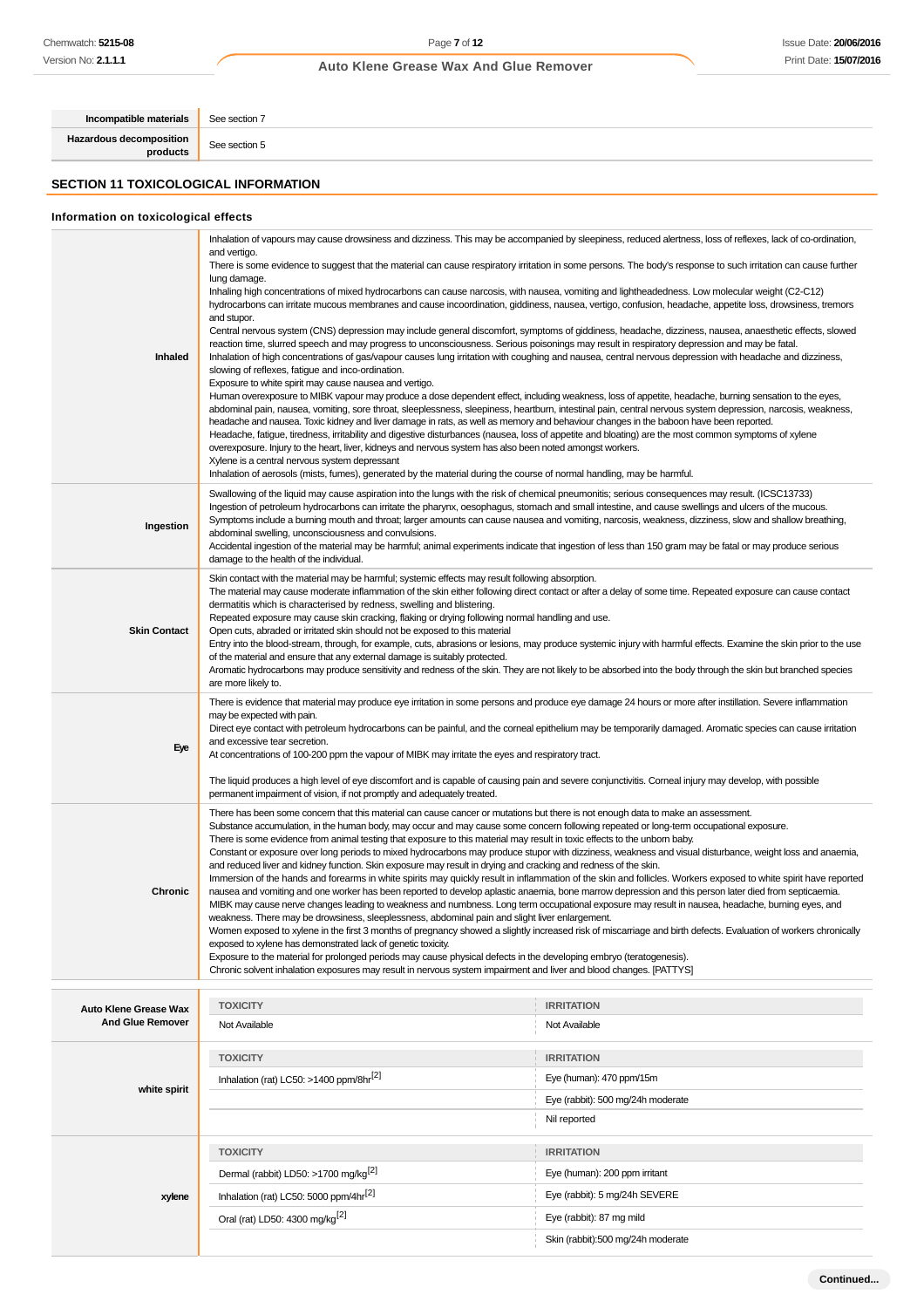| | |
|---|---|
| **Incompatible materials** | See section 7 |
| **Hazardous decomposition products** | See section 5 |

## SECTION 11 TOXICOLOGICAL INFORMATION

### Information on toxicological effects

| | |
|---|---|
| **Inhaled** | Inhalation of vapours may cause drowsiness and dizziness. This may be accompanied by sleepiness, reduced alertness, loss of reflexes, lack of co-ordination, and vertigo.<br>There is some evidence to suggest that the material can cause respiratory irritation in some persons. The body's response to such irritation can cause further lung damage.<br>Inhaling high concentrations of mixed hydrocarbons can cause narcosis, with nausea, vomiting and lightheadedness. Low molecular weight (C2-C12) hydrocarbons can irritate mucous membranes and cause incoordination, giddiness, nausea, vertigo, confusion, headache, appetite loss, drowsiness, tremors and stupor.<br>Central nervous system (CNS) depression may include general discomfort, symptoms of giddiness, headache, dizziness, nausea, anaesthetic effects, slowed reaction time, slurred speech and may progress to unconsciousness. Serious poisonings may result in respiratory depression and may be fatal.<br>Inhalation of high concentrations of gas/vapour causes lung irritation with coughing and nausea, central nervous depression with headache and dizziness, slowing of reflexes, fatigue and inco-ordination.<br>Exposure to white spirit may cause nausea and vertigo.<br>Human overexposure to MIBK vapour may produce a dose dependent effect, including weakness, loss of appetite, headache, burning sensation to the eyes, abdominal pain, nausea, vomiting, sore throat, sleeplessness, sleepiness, heartburn, intestinal pain, central nervous system depression, narcosis, weakness, headache and nausea. Toxic kidney and liver damage in rats, as well as memory and behaviour changes in the baboon have been reported.<br>Headache, fatigue, tiredness, irritability and digestive disturbances (nausea, loss of appetite and bloating) are the most common symptoms of xylene overexposure. Injury to the heart, liver, kidneys and nervous system has also been noted amongst workers.<br>Xylene is a central nervous system depressant<br>Inhalation of aerosols (mists, fumes), generated by the material during the course of normal handling, may be harmful. |
| **Ingestion** | Swallowing of the liquid may cause aspiration into the lungs with the risk of chemical pneumonitis; serious consequences may result. (ICSC13733)<br>Ingestion of petroleum hydrocarbons can irritate the pharynx, oesophagus, stomach and small intestine, and cause swellings and ulcers of the mucous. Symptoms include a burning mouth and throat; larger amounts can cause nausea and vomiting, narcosis, weakness, dizziness, slow and shallow breathing, abdominal swelling, unconsciousness and convulsions.<br>Accidental ingestion of the material may be harmful; animal experiments indicate that ingestion of less than 150 gram may be fatal or may produce serious damage to the health of the individual. |
| **Skin Contact** | Skin contact with the material may be harmful; systemic effects may result following absorption.<br>The material may cause moderate inflammation of the skin either following direct contact or after a delay of some time. Repeated exposure can cause contact dermatitis which is characterised by redness, swelling and blistering.<br>Repeated exposure may cause skin cracking, flaking or drying following normal handling and use.<br>Open cuts, abraded or irritated skin should not be exposed to this material<br>Entry into the blood-stream, through, for example, cuts, abrasions or lesions, may produce systemic injury with harmful effects. Examine the skin prior to the use of the material and ensure that any external damage is suitably protected.<br>Aromatic hydrocarbons may produce sensitivity and redness of the skin. They are not likely to be absorbed into the body through the skin but branched species are more likely to. |
| **Eye** | There is evidence that material may produce eye irritation in some persons and produce eye damage 24 hours or more after instillation. Severe inflammation may be expected with pain.<br>Direct eye contact with petroleum hydrocarbons can be painful, and the corneal epithelium may be temporarily damaged. Aromatic species can cause irritation and excessive tear secretion.<br>At concentrations of 100-200 ppm the vapour of MIBK may irritate the eyes and respiratory tract.<br><br>The liquid produces a high level of eye discomfort and is capable of causing pain and severe conjunctivitis. Corneal injury may develop, with possible permanent impairment of vision, if not promptly and adequately treated. |
| **Chronic** | There has been some concern that this material can cause cancer or mutations but there is not enough data to make an assessment.<br>Substance accumulation, in the human body, may occur and may cause some concern following repeated or long-term occupational exposure.<br>There is some evidence from animal testing that exposure to this material may result in toxic effects to the unborn baby.<br>Constant or exposure over long periods to mixed hydrocarbons may produce stupor with dizziness, weakness and visual disturbance, weight loss and anaemia, and reduced liver and kidney function. Skin exposure may result in drying and cracking and redness of the skin.<br>Immersion of the hands and forearms in white spirits may quickly result in inflammation of the skin and follicles. Workers exposed to white spirit have reported nausea and vomiting and one worker has been reported to develop aplastic anaemia, bone marrow depression and this person later died from septicaemia.<br>MIBK may cause nerve changes leading to weakness and numbness. Long term occupational exposure may result in nausea, headache, burning eyes, and weakness. There may be drowsiness, sleeplessness, abdominal pain and slight liver enlargement.<br>Women exposed to xylene in the first 3 months of pregnancy showed a slightly increased risk of miscarriage and birth defects. Evaluation of workers chronically exposed to xylene has demonstrated lack of genetic toxicity.<br>Exposure to the material for prolonged periods may cause physical defects in the developing embryo (teratogenesis).<br>Chronic solvent inhalation exposures may result in nervous system impairment and liver and blood changes. [PATTYS] |

| | TOXICITY | IRRITATION |
|---|---|---|
| **Auto Klene Grease Wax And Glue Remover** | Not Available | Not Available |
| **white spirit** | Inhalation (rat) LC50: >1400 ppm/8hr[2] | Eye (human): 470 ppm/15m |
| | | Eye (rabbit): 500 mg/24h moderate |
| | | Nil reported |
| **xylene** | Dermal (rabbit) LD50: >1700 mg/kg[2] | Eye (human): 200 ppm irritant |
| | Inhalation (rat) LC50: 5000 ppm/4hr[2] | Eye (rabbit): 5 mg/24h SEVERE |
| | Oral (rat) LD50: 4300 mg/kg[2] | Eye (rabbit): 87 mg mild |
| | | Skin (rabbit):500 mg/24h moderate |

Continued...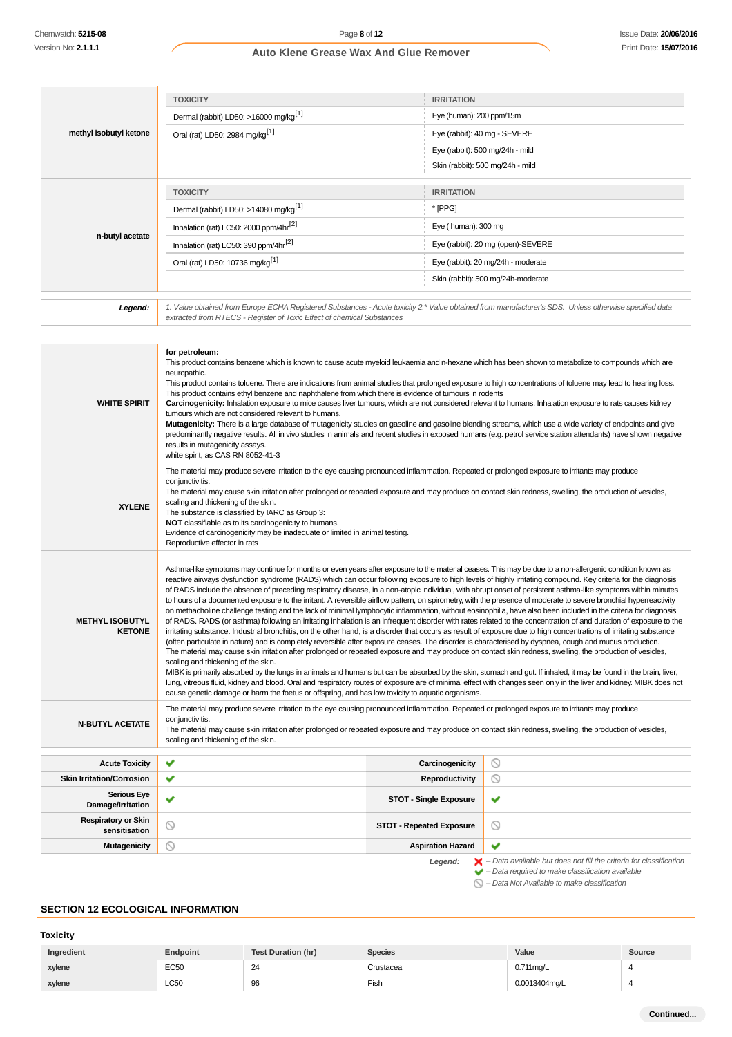| | | |
|---|---|---|
| **methyl isobutyl ketone** | **TOXICITY** | **IRRITATION** |
| | Dermal (rabbit) LD50: >16000 mg/kg[1] | Eye (human): 200 ppm/15m |
| | Oral (rat) LD50: 2984 mg/kg[1] | Eye (rabbit): 40 mg - SEVERE |
| | | Eye (rabbit): 500 mg/24h - mild |
| | | Skin (rabbit): 500 mg/24h - mild |
| **n-butyl acetate** | **TOXICITY** | **IRRITATION** |
| | Dermal (rabbit) LD50: >14080 mg/kg[1] | * [PPG] |
| | Inhalation (rat) LC50: 2000 ppm/4hr[2] | Eye ( human): 300 mg |
| | Inhalation (rat) LC50: 390 ppm/4hr[2] | Eye (rabbit): 20 mg (open)-SEVERE |
| | Oral (rat) LD50: 10736 mg/kg[1] | Eye (rabbit): 20 mg/24h - moderate |
| | | Skin (rabbit): 500 mg/24h-moderate |

| | |
|---|---|
| ***Legend:*** | *1. Value obtained from Europe ECHA Registered Substances - Acute toxicity 2.* Value obtained from manufacturer's SDS. Unless otherwise specified data extracted from RTECS - Register of Toxic Effect of chemical Substances* |

| | |
|---|---|
| **WHITE SPIRIT** | **for petroleum:**<br>This product contains benzene which is known to cause acute myeloid leukaemia and n-hexane which has been shown to metabolize to compounds which are neuropathic.<br>This product contains toluene. There are indications from animal studies that prolonged exposure to high concentrations of toluene may lead to hearing loss.<br>This product contains ethyl benzene and naphthalene from which there is evidence of tumours in rodents<br>**Carcinogenicity:** Inhalation exposure to mice causes liver tumours, which are not considered relevant to humans. Inhalation exposure to rats causes kidney tumours which are not considered relevant to humans.<br>**Mutagenicity:** There is a large database of mutagenicity studies on gasoline and gasoline blending streams, which use a wide variety of endpoints and give predominantly negative results. All in vivo studies in animals and recent studies in exposed humans (e.g. petrol service station attendants) have shown negative results in mutagenicity assays.<br>white spirit, as CAS RN 8052-41-3 |
| **XYLENE** | The material may produce severe irritation to the eye causing pronounced inflammation. Repeated or prolonged exposure to irritants may produce conjunctivitis.<br>The material may cause skin irritation after prolonged or repeated exposure and may produce on contact skin redness, swelling, the production of vesicles, scaling and thickening of the skin.<br>The substance is classified by IARC as Group 3:<br>**NOT** classifiable as to its carcinogenicity to humans.<br>Evidence of carcinogenicity may be inadequate or limited in animal testing.<br>Reproductive effector in rats |
| **METHYL ISOBUTYL KETONE** | Asthma-like symptoms may continue for months or even years after exposure to the material ceases. This may be due to a non-allergenic condition known as reactive airways dysfunction syndrome (RADS) which can occur following exposure to high levels of highly irritating compound. Key criteria for the diagnosis of RADS include the absence of preceding respiratory disease, in a non-atopic individual, with abrupt onset of persistent asthma-like symptoms within minutes to hours of a documented exposure to the irritant. A reversible airflow pattern, on spirometry, with the presence of moderate to severe bronchial hyperreactivity on methacholine challenge testing and the lack of minimal lymphocytic inflammation, without eosinophilia, have also been included in the criteria for diagnosis of RADS. RADS (or asthma) following an irritating inhalation is an infrequent disorder with rates related to the concentration of and duration of exposure to the irritating substance. Industrial bronchitis, on the other hand, is a disorder that occurs as result of exposure due to high concentrations of irritating substance (often particulate in nature) and is completely reversible after exposure ceases. The disorder is characterised by dyspnea, cough and mucus production.<br>The material may cause skin irritation after prolonged or repeated exposure and may produce on contact skin redness, swelling, the production of vesicles, scaling and thickening of the skin.<br>MIBK is primarily absorbed by the lungs in animals and humans but can be absorbed by the skin, stomach and gut. If inhaled, it may be found in the brain, liver, lung, vitreous fluid, kidney and blood. Oral and respiratory routes of exposure are of minimal effect with changes seen only in the liver and kidney. MIBK does not cause genetic damage or harm the foetus or offspring, and has low toxicity to aquatic organisms. |
| **N-BUTYL ACETATE** | The material may produce severe irritation to the eye causing pronounced inflammation. Repeated or prolonged exposure to irritants may produce conjunctivitis.<br>The material may cause skin irritation after prolonged or repeated exposure and may produce on contact skin redness, swelling, the production of vesicles, scaling and thickening of the skin. |

| | | | |
|---|---|---|---|
| **Acute Toxicity** | ✔ | **Carcinogenicity** | ⃠ |
| **Skin Irritation/Corrosion** | ✔ | **Reproductivity** | ⃠ |
| **Serious Eye Damage/Irritation** | ✔ | **STOT - Single Exposure** | ✔ |
| **Respiratory or Skin sensitisation** | ⃠ | **STOT - Repeated Exposure** | ⃠ |
| **Mutagenicity** | ⃠ | **Aspiration Hazard** | ✔ |

***Legend:***
- ✘ – *Data available but does not fill the criteria for classification*
- ✔ – *Data required to make classification available*
- ⃠ – *Data Not Available to make classification*

## SECTION 12 ECOLOGICAL INFORMATION

### Toxicity

| Ingredient | Endpoint | Test Duration (hr) | Species | Value | Source |
|---|---|---|---|---|---|
| xylene | EC50 | 24 | Crustacea | 0.711mg/L | 4 |
| xylene | LC50 | 96 | Fish | 0.0013404mg/L | 4 |

Continued...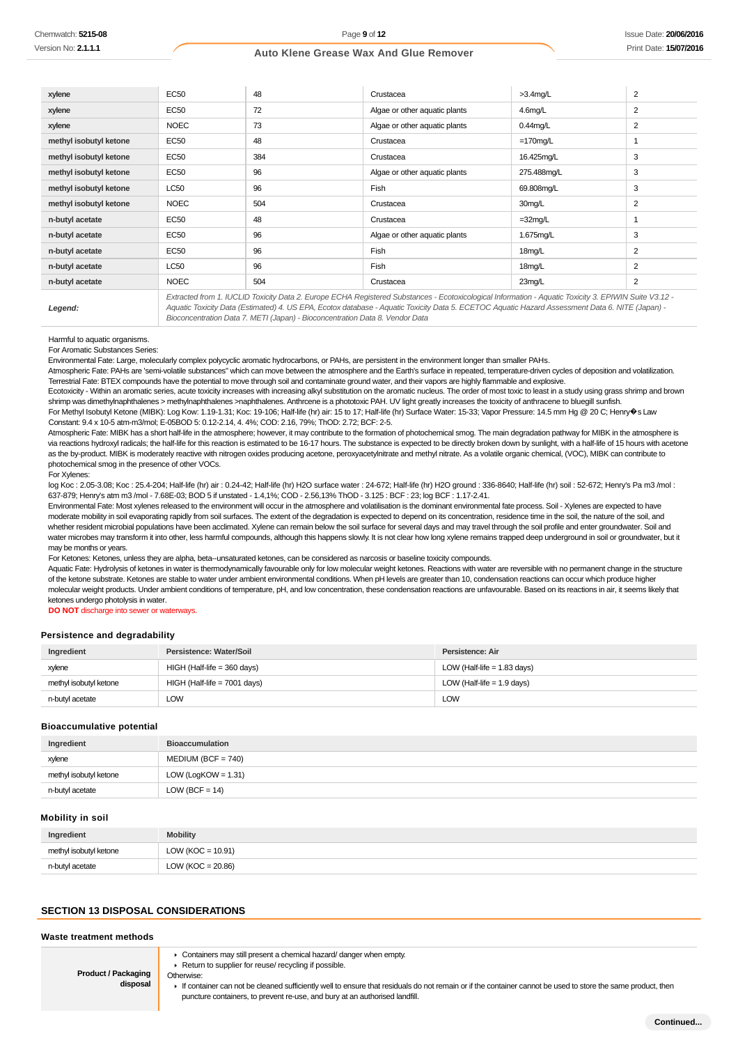| | | | | | |
|---|---|---|---|---|---|
| **xylene** | EC50 | 48 | Crustacea | >3.4mg/L | 2 |
| **xylene** | EC50 | 72 | Algae or other aquatic plants | 4.6mg/L | 2 |
| **xylene** | NOEC | 73 | Algae or other aquatic plants | 0.44mg/L | 2 |
| **methyl isobutyl ketone** | EC50 | 48 | Crustacea | =170mg/L | 1 |
| **methyl isobutyl ketone** | EC50 | 384 | Crustacea | 16.425mg/L | 3 |
| **methyl isobutyl ketone** | EC50 | 96 | Algae or other aquatic plants | 275.488mg/L | 3 |
| **methyl isobutyl ketone** | LC50 | 96 | Fish | 69.808mg/L | 3 |
| **methyl isobutyl ketone** | NOEC | 504 | Crustacea | 30mg/L | 2 |
| **n-butyl acetate** | EC50 | 48 | Crustacea | =32mg/L | 1 |
| **n-butyl acetate** | EC50 | 96 | Algae or other aquatic plants | 1.675mg/L | 3 |
| **n-butyl acetate** | EC50 | 96 | Fish | 18mg/L | 2 |
| **n-butyl acetate** | LC50 | 96 | Fish | 18mg/L | 2 |
| **n-butyl acetate** | NOEC | 504 | Crustacea | 23mg/L | 2 |
| ***Legend:*** | *Extracted from 1. IUCLID Toxicity Data 2. Europe ECHA Registered Substances - Ecotoxicological Information - Aquatic Toxicity 3. EPIWIN Suite V3.12 - Aquatic Toxicity Data (Estimated) 4. US EPA, Ecotox database - Aquatic Toxicity Data 5. ECETOC Aquatic Hazard Assessment Data 6. NITE (Japan) - Bioconcentration Data 7. METI (Japan) - Bioconcentration Data 8. Vendor Data* | | | | |

Harmful to aquatic organisms.
For Aromatic Substances Series:
Environmental Fate: Large, molecularly complex polycyclic aromatic hydrocarbons, or PAHs, are persistent in the environment longer than smaller PAHs.
Atmospheric Fate: PAHs are 'semi-volatile substances" which can move between the atmosphere and the Earth's surface in repeated, temperature-driven cycles of deposition and volatilization.
Terrestrial Fate: BTEX compounds have the potential to move through soil and contaminate ground water, and their vapors are highly flammable and explosive.
Ecotoxicity - Within an aromatic series, acute toxicity increases with increasing alkyl substitution on the aromatic nucleus. The order of most toxic to least in a study using grass shrimp and brown shrimp was dimethylnaphthalenes > methylnaphthalenes >naphthalenes. Anthrcene is a phototoxic PAH. UV light greatly increases the toxicity of anthracene to bluegill sunfish.
For Methyl Isobutyl Ketone (MIBK): Log Kow: 1.19-1.31; Koc: 19-106; Half-life (hr) air: 15 to 17; Half-life (hr) Surface Water: 15-33; Vapor Pressure: 14.5 mm Hg @ 20 C; Henry�s Law Constant: 9.4 x 10-5 atm-m3/mol; E-05BOD 5: 0.12-2.14, 4. 4%; COD: 2.16, 79%; ThOD: 2.72; BCF: 2-5.
Atmospheric Fate: MIBK has a short half-life in the atmosphere; however, it may contribute to the formation of photochemical smog. The main degradation pathway for MIBK in the atmosphere is via reactions hydroxyl radicals; the half-life for this reaction is estimated to be 16-17 hours. The substance is expected to be directly broken down by sunlight, with a half-life of 15 hours with acetone as the by-product. MIBK is moderately reactive with nitrogen oxides producing acetone, peroxyacetylnitrate and methyl nitrate. As a volatile organic chemical, (VOC), MIBK can contribute to photochemical smog in the presence of other VOCs.
For Xylenes:
log Koc : 2.05-3.08; Koc : 25.4-204; Half-life (hr) air : 0.24-42; Half-life (hr) H2O surface water : 24-672; Half-life (hr) H2O ground : 336-8640; Half-life (hr) soil : 52-672; Henry's Pa m3 /mol : 637-879; Henry's atm m3 /mol - 7.68E-03; BOD 5 if unstated - 1.4,1%; COD - 2.56,13% ThOD - 3.125 : BCF : 23; log BCF : 1.17-2.41.
Environmental Fate: Most xylenes released to the environment will occur in the atmosphere and volatilisation is the dominant environmental fate process. Soil - Xylenes are expected to have moderate mobility in soil evaporating rapidly from soil surfaces. The extent of the degradation is expected to depend on its concentration, residence time in the soil, the nature of the soil, and whether resident microbial populations have been acclimated. Xylene can remain below the soil surface for several days and may travel through the soil profile and enter groundwater. Soil and water microbes may transform it into other, less harmful compounds, although this happens slowly. It is not clear how long xylene remains trapped deep underground in soil or groundwater, but it may be months or years.
For Ketones: Ketones, unless they are alpha, beta--unsaturated ketones, can be considered as narcosis or baseline toxicity compounds.
Aquatic Fate: Hydrolysis of ketones in water is thermodynamically favourable only for low molecular weight ketones. Reactions with water are reversible with no permanent change in the structure of the ketone substrate. Ketones are stable to water under ambient environmental conditions. When pH levels are greater than 10, condensation reactions can occur which produce higher molecular weight products. Under ambient conditions of temperature, pH, and low concentration, these condensation reactions are unfavourable. Based on its reactions in air, it seems likely that ketones undergo photolysis in water.
**DO NOT** discharge into sewer or waterways.

### Persistence and degradability

| Ingredient | Persistence: Water/Soil | Persistence: Air |
|---|---|---|
| xylene | HIGH (Half-life = 360 days) | LOW (Half-life = 1.83 days) |
| methyl isobutyl ketone | HIGH (Half-life = 7001 days) | LOW (Half-life = 1.9 days) |
| n-butyl acetate | LOW | LOW |

### Bioaccumulative potential

| Ingredient | Bioaccumulation |
|---|---|
| xylene | MEDIUM (BCF = 740) |
| methyl isobutyl ketone | LOW (LogKOW = 1.31) |
| n-butyl acetate | LOW (BCF = 14) |

### Mobility in soil

| Ingredient | Mobility |
|---|---|
| methyl isobutyl ketone | LOW (KOC = 10.91) |
| n-butyl acetate | LOW (KOC = 20.86) |

## SECTION 13 DISPOSAL CONSIDERATIONS

### Waste treatment methods

| | |
|---|---|
| **Product / Packaging disposal** | ▸ Containers may still present a chemical hazard/ danger when empty.<br>▸ Return to supplier for reuse/ recycling if possible.<br>Otherwise:<br>▸ If container can not be cleaned sufficiently well to ensure that residuals do not remain or if the container cannot be used to store the same product, then puncture containers, to prevent re-use, and bury at an authorised landfill. |

**Continued...**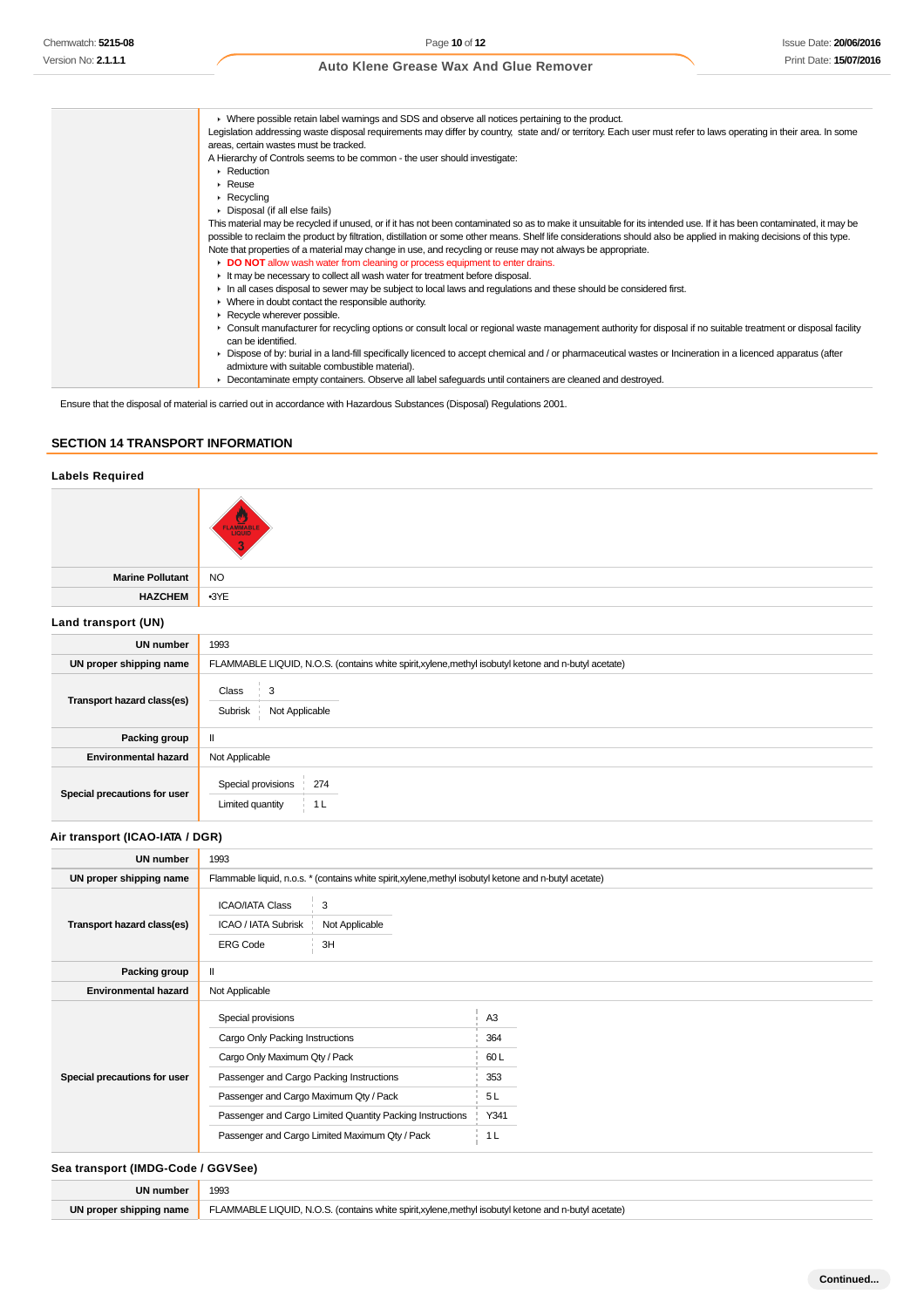| | |
|---|---|
| | ▸ Where possible retain label warnings and SDS and observe all notices pertaining to the product.<br>Legislation addressing waste disposal requirements may differ by country, state and/ or territory. Each user must refer to laws operating in their area. In some areas, certain wastes must be tracked.<br>A Hierarchy of Controls seems to be common - the user should investigate:<br>▸ Reduction<br>▸ Reuse<br>▸ Recycling<br>▸ Disposal (if all else fails)<br>This material may be recycled if unused, or if it has not been contaminated so as to make it unsuitable for its intended use. If it has been contaminated, it may be possible to reclaim the product by filtration, distillation or some other means. Shelf life considerations should also be applied in making decisions of this type. Note that properties of a material may change in use, and recycling or reuse may not always be appropriate.<br>▸ **DO NOT** allow wash water from cleaning or process equipment to enter drains.<br>▸ It may be necessary to collect all wash water for treatment before disposal.<br>▸ In all cases disposal to sewer may be subject to local laws and regulations and these should be considered first.<br>▸ Where in doubt contact the responsible authority.<br>▸ Recycle wherever possible.<br>▸ Consult manufacturer for recycling options or consult local or regional waste management authority for disposal if no suitable treatment or disposal facility can be identified.<br>▸ Dispose of by: burial in a land-fill specifically licenced to accept chemical and / or pharmaceutical wastes or Incineration in a licenced apparatus (after admixture with suitable combustible material).<br>▸ Decontaminate empty containers. Observe all label safeguards until containers are cleaned and destroyed. |

Ensure that the disposal of material is carried out in accordance with Hazardous Substances (Disposal) Regulations 2001.

## SECTION 14 TRANSPORT INFORMATION

### Labels Required

| | |
|---|---|
| | FLAMMABLE LIQUID 3 |
| **Marine Pollutant** | NO |
| **HAZCHEM** | •3YE |

### Land transport (UN)

| | |
|---|---|
| **UN number** | 1993 |
| **UN proper shipping name** | FLAMMABLE LIQUID, N.O.S. (contains white spirit,xylene,methyl isobutyl ketone and n-butyl acetate) |
| **Transport hazard class(es)** | Class: 3<br>Subrisk: Not Applicable |
| **Packing group** | II |
| **Environmental hazard** | Not Applicable |
| **Special precautions for user** | Special provisions: 274<br>Limited quantity: 1 L |

### Air transport (ICAO-IATA / DGR)

| | |
|---|---|
| **UN number** | 1993 |
| **UN proper shipping name** | Flammable liquid, n.o.s. * (contains white spirit,xylene,methyl isobutyl ketone and n-butyl acetate) |
| **Transport hazard class(es)** | ICAO/IATA Class: 3<br>ICAO / IATA Subrisk: Not Applicable<br>ERG Code: 3H |
| **Packing group** | II |
| **Environmental hazard** | Not Applicable |
| **Special precautions for user** | Special provisions: A3<br>Cargo Only Packing Instructions: 364<br>Cargo Only Maximum Qty / Pack: 60 L<br>Passenger and Cargo Packing Instructions: 353<br>Passenger and Cargo Maximum Qty / Pack: 5 L<br>Passenger and Cargo Limited Quantity Packing Instructions: Y341<br>Passenger and Cargo Limited Maximum Qty / Pack: 1 L |

### Sea transport (IMDG-Code / GGVSee)

| | |
|---|---|
| **UN number** | 1993 |
| **UN proper shipping name** | FLAMMABLE LIQUID, N.O.S. (contains white spirit,xylene,methyl isobutyl ketone and n-butyl acetate) |

Continued...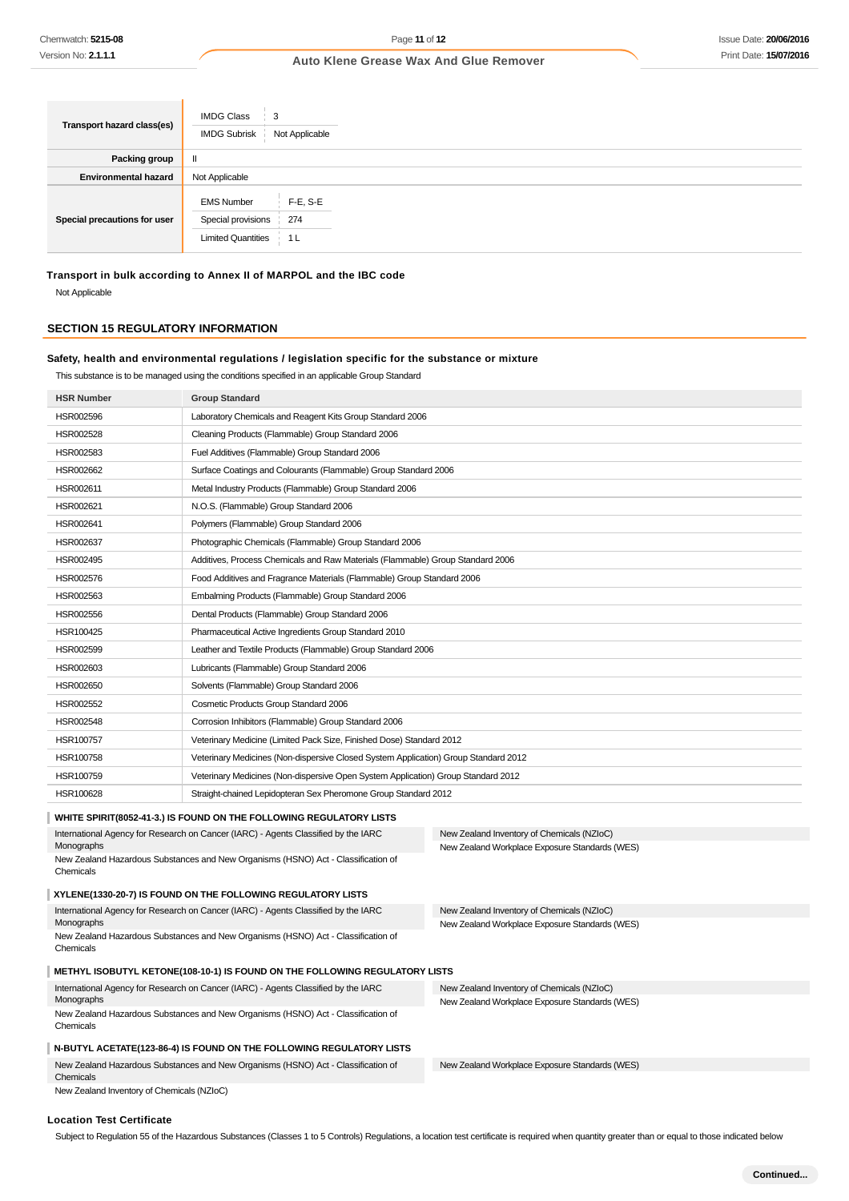| | |
|---|---|
| **Transport hazard class(es)** | IMDG Class: 3<br>IMDG Subrisk: Not Applicable |
| **Packing group** | II |
| **Environmental hazard** | Not Applicable |
| **Special precautions for user** | EMS Number: F-E, S-E<br>Special provisions: 274<br>Limited Quantities: 1 L |

**Transport in bulk according to Annex II of MARPOL and the IBC code**

Not Applicable

## SECTION 15 REGULATORY INFORMATION

**Safety, health and environmental regulations / legislation specific for the substance or mixture**

This substance is to be managed using the conditions specified in an applicable Group Standard

| HSR Number | Group Standard |
|---|---|
| HSR002596 | Laboratory Chemicals and Reagent Kits Group Standard 2006 |
| HSR002528 | Cleaning Products (Flammable) Group Standard 2006 |
| HSR002583 | Fuel Additives (Flammable) Group Standard 2006 |
| HSR002662 | Surface Coatings and Colourants (Flammable) Group Standard 2006 |
| HSR002611 | Metal Industry Products (Flammable) Group Standard 2006 |
| HSR002621 | N.O.S. (Flammable) Group Standard 2006 |
| HSR002641 | Polymers (Flammable) Group Standard 2006 |
| HSR002637 | Photographic Chemicals (Flammable) Group Standard 2006 |
| HSR002495 | Additives, Process Chemicals and Raw Materials (Flammable) Group Standard 2006 |
| HSR002576 | Food Additives and Fragrance Materials (Flammable) Group Standard 2006 |
| HSR002563 | Embalming Products (Flammable) Group Standard 2006 |
| HSR002556 | Dental Products (Flammable) Group Standard 2006 |
| HSR100425 | Pharmaceutical Active Ingredients Group Standard 2010 |
| HSR002599 | Leather and Textile Products (Flammable) Group Standard 2006 |
| HSR002603 | Lubricants (Flammable) Group Standard 2006 |
| HSR002650 | Solvents (Flammable) Group Standard 2006 |
| HSR002552 | Cosmetic Products Group Standard 2006 |
| HSR002548 | Corrosion Inhibitors (Flammable) Group Standard 2006 |
| HSR100757 | Veterinary Medicine (Limited Pack Size, Finished Dose) Standard 2012 |
| HSR100758 | Veterinary Medicines (Non-dispersive Closed System Application) Group Standard 2012 |
| HSR100759 | Veterinary Medicines (Non-dispersive Open System Application) Group Standard 2012 |
| HSR100628 | Straight-chained Lepidopteran Sex Pheromone Group Standard 2012 |

**WHITE SPIRIT(8052-41-3.) IS FOUND ON THE FOLLOWING REGULATORY LISTS**

- International Agency for Research on Cancer (IARC) - Agents Classified by the IARC Monographs
- New Zealand Hazardous Substances and New Organisms (HSNO) Act - Classification of Chemicals
- New Zealand Inventory of Chemicals (NZIoC)
- New Zealand Workplace Exposure Standards (WES)

**XYLENE(1330-20-7) IS FOUND ON THE FOLLOWING REGULATORY LISTS**

- International Agency for Research on Cancer (IARC) - Agents Classified by the IARC Monographs
- New Zealand Hazardous Substances and New Organisms (HSNO) Act - Classification of Chemicals
- New Zealand Inventory of Chemicals (NZIoC)
- New Zealand Workplace Exposure Standards (WES)

**METHYL ISOBUTYL KETONE(108-10-1) IS FOUND ON THE FOLLOWING REGULATORY LISTS**

- International Agency for Research on Cancer (IARC) - Agents Classified by the IARC Monographs
- New Zealand Hazardous Substances and New Organisms (HSNO) Act - Classification of Chemicals
- New Zealand Inventory of Chemicals (NZIoC)
- New Zealand Workplace Exposure Standards (WES)

**N-BUTYL ACETATE(123-86-4) IS FOUND ON THE FOLLOWING REGULATORY LISTS**

- New Zealand Hazardous Substances and New Organisms (HSNO) Act - Classification of Chemicals
- New Zealand Inventory of Chemicals (NZIoC)
- New Zealand Workplace Exposure Standards (WES)

**Location Test Certificate**

Subject to Regulation 55 of the Hazardous Substances (Classes 1 to 5 Controls) Regulations, a location test certificate is required when quantity greater than or equal to those indicated below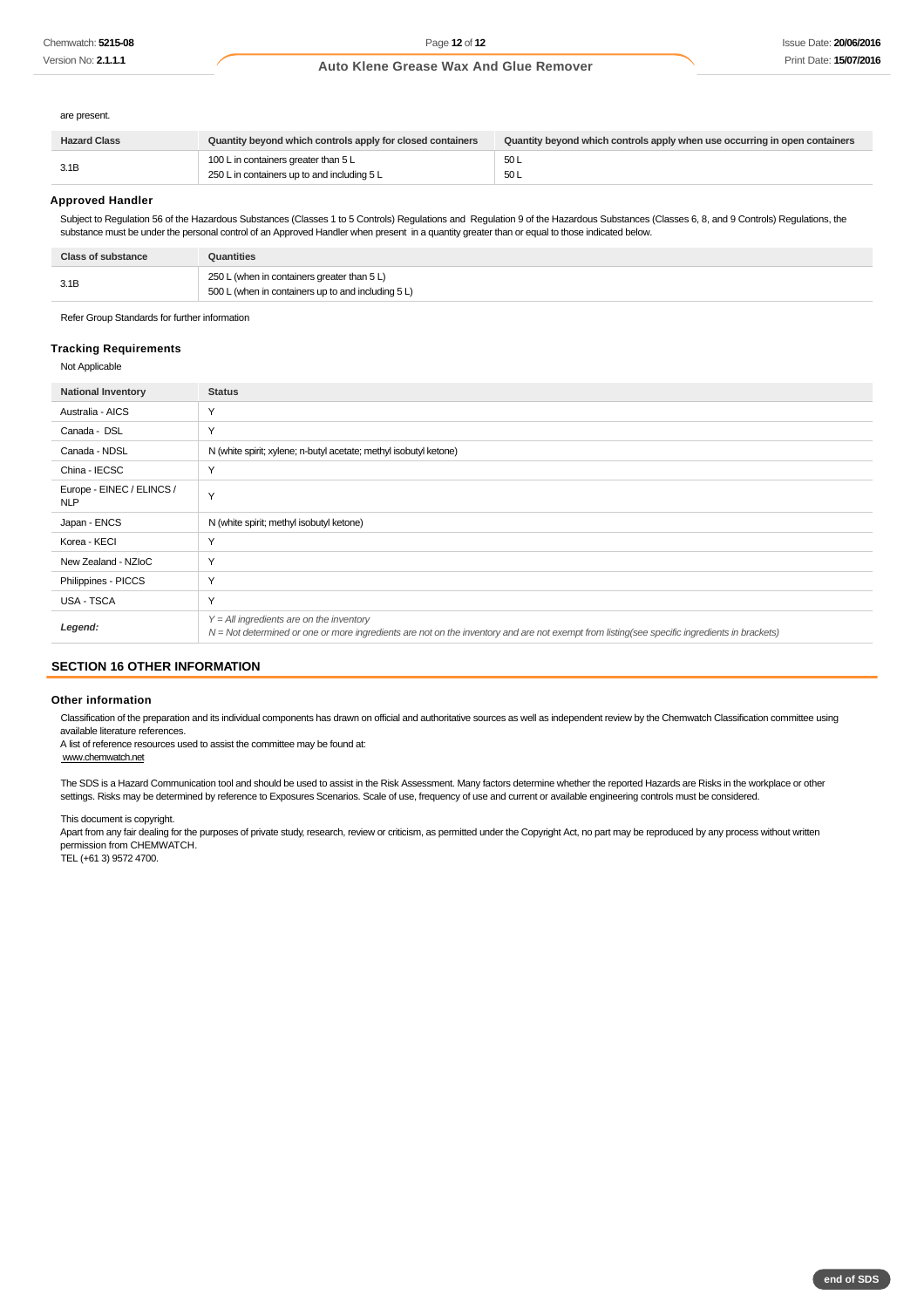are present.

| Hazard Class | Quantity beyond which controls apply for closed containers | Quantity beyond which controls apply when use occurring in open containers |
|---|---|---|
| 3.1B | 100 L in containers greater than 5 L<br>250 L in containers up to and including 5 L | 50 L<br>50 L |

### Approved Handler

Subject to Regulation 56 of the Hazardous Substances (Classes 1 to 5 Controls) Regulations and Regulation 9 of the Hazardous Substances (Classes 6, 8, and 9 Controls) Regulations, the substance must be under the personal control of an Approved Handler when present in a quantity greater than or equal to those indicated below.

| Class of substance | Quantities |
|---|---|
| 3.1B | 250 L (when in containers greater than 5 L)<br>500 L (when in containers up to and including 5 L) |

Refer Group Standards for further information

### Tracking Requirements

Not Applicable

| National Inventory | Status |
|---|---|
| Australia - AICS | Y |
| Canada - DSL | Y |
| Canada - NDSL | N (white spirit; xylene; n-butyl acetate; methyl isobutyl ketone) |
| China - IECSC | Y |
| Europe - EINEC / ELINCS / NLP | Y |
| Japan - ENCS | N (white spirit; methyl isobutyl ketone) |
| Korea - KECI | Y |
| New Zealand - NZIoC | Y |
| Philippines - PICCS | Y |
| USA - TSCA | Y |
| ***Legend:*** | *Y = All ingredients are on the inventory*<br>*N = Not determined or one or more ingredients are not on the inventory and are not exempt from listing(see specific ingredients in brackets)* |

## SECTION 16 OTHER INFORMATION

### Other information

Classification of the preparation and its individual components has drawn on official and authoritative sources as well as independent review by the Chemwatch Classification committee using available literature references.
A list of reference resources used to assist the committee may be found at:
www.chemwatch.net

The SDS is a Hazard Communication tool and should be used to assist in the Risk Assessment. Many factors determine whether the reported Hazards are Risks in the workplace or other settings. Risks may be determined by reference to Exposures Scenarios. Scale of use, frequency of use and current or available engineering controls must be considered.

This document is copyright.
Apart from any fair dealing for the purposes of private study, research, review or criticism, as permitted under the Copyright Act, no part may be reproduced by any process without written permission from CHEMWATCH.
TEL (+61 3) 9572 4700.

end of SDS